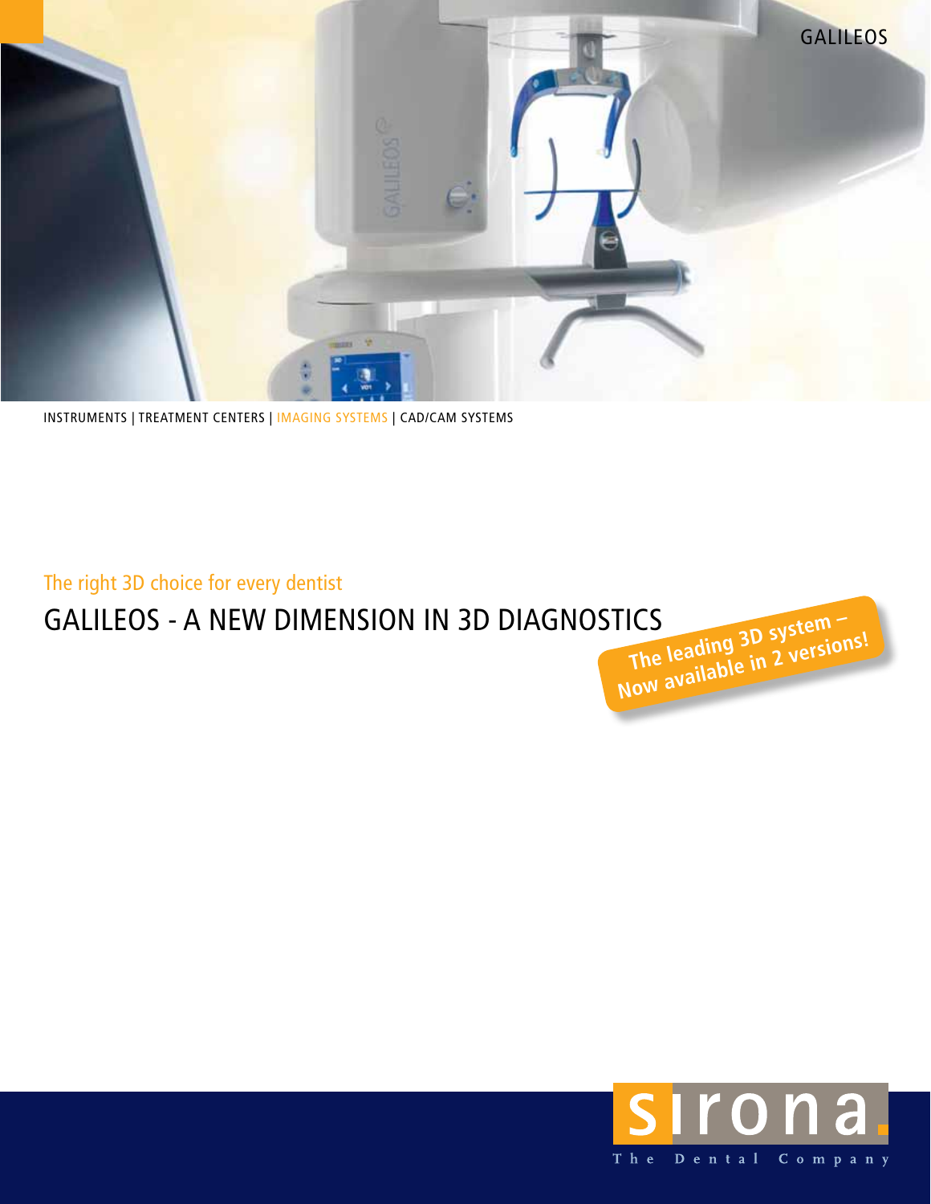GALILEOS

INSTRUMENTS | TREATMENT CENTERS | IMAGING SYSTEMS | CAD/CAM SYSTEMS

The right 3D choice for every dentist

# GALILEOS - A NEW DIMENSION IN 3D DIAGNOSTICS

**The leading 3D system – Now available in 2 versions!**

sirona. The Dental Company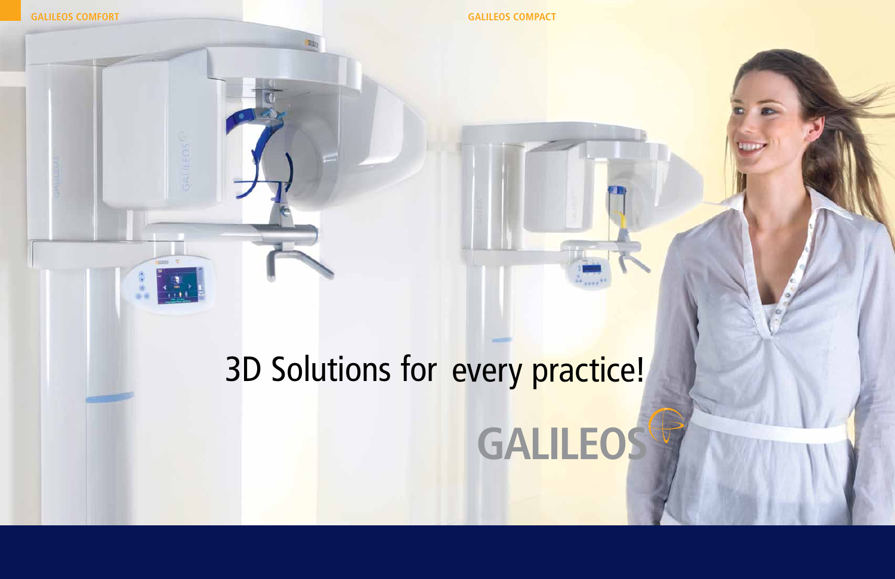GALILEOS COMFORT

GALILEOS COMPACT

# 3D Solutions for every practice!

GALILEOS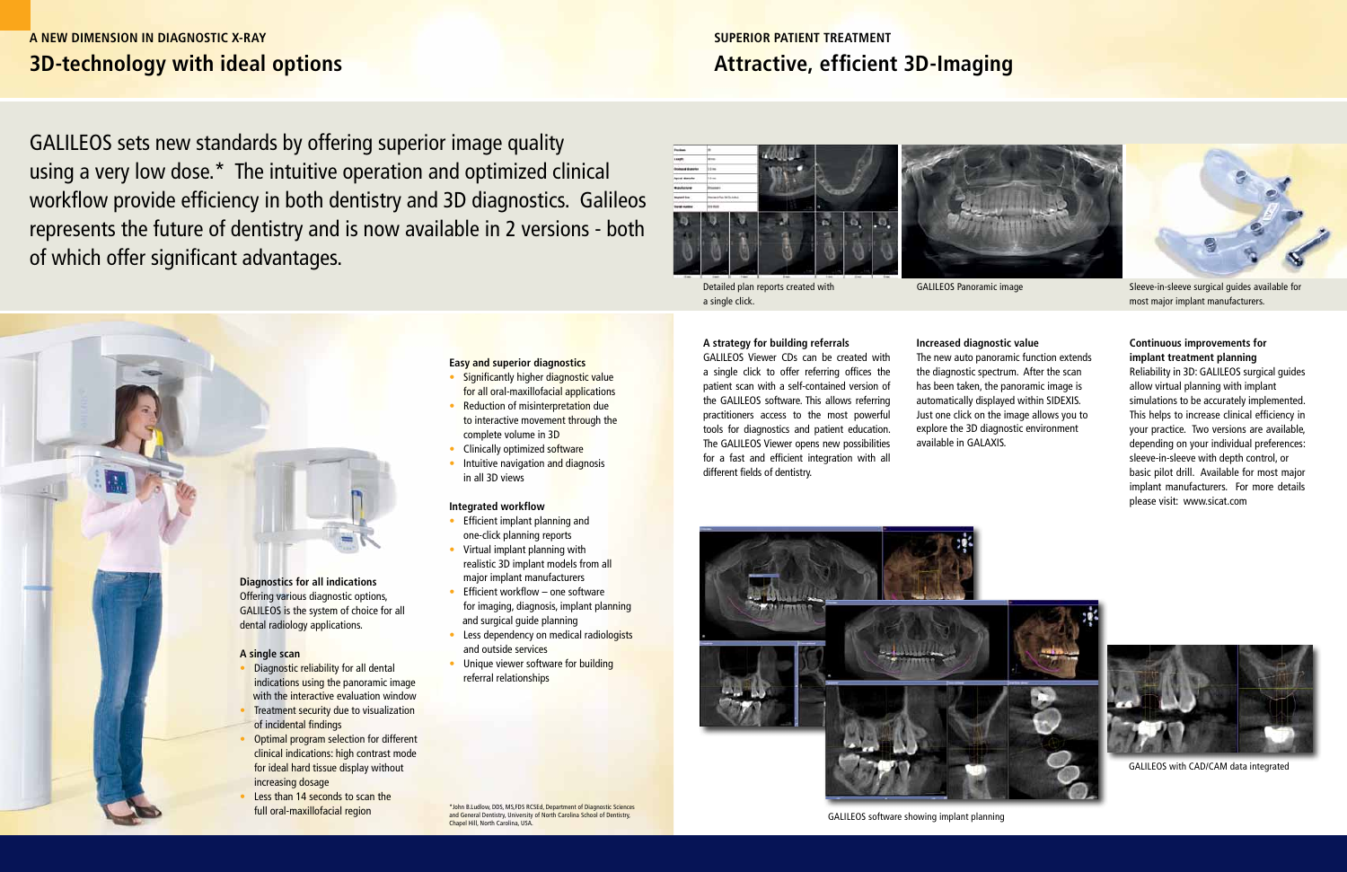**A NEW DIMENSION IN DIAGNOSTIC X-RAY**

## 3D-technology with ideal options

**SUPERIOR PATIENT TREATMENT**

## Attractive, efficient 3D-Imaging

GALILEOS sets new standards by offering superior image quality using a very low dose.* The intuitive operation and optimized clinical workflow provide efficiency in both dentistry and 3D diagnostics. Galileos represents the future of dentistry and is now available in 2 versions - both of which offer significant advantages.

Detailed plan reports created with a single click.

GALILEOS Panoramic image

Sleeve-in-sleeve surgical guides available for most major implant manufacturers.

**Diagnostics for all indications**
Offering various diagnostic options, GALILEOS is the system of choice for all dental radiology applications.

**A single scan**

- Diagnostic reliability for all dental indications using the panoramic image with the interactive evaluation window
- Treatment security due to visualization of incidental findings
- Optimal program selection for different clinical indications: high contrast mode for ideal hard tissue display without increasing dosage
- Less than 14 seconds to scan the full oral-maxillofacial region

**Easy and superior diagnostics**

- Significantly higher diagnostic value for all oral-maxillofacial applications
- Reduction of misinterpretation due to interactive movement through the complete volume in 3D
- Clinically optimized software
- Intuitive navigation and diagnosis in all 3D views

**Integrated workflow**

- Efficient implant planning and one-click planning reports
- Virtual implant planning with realistic 3D implant models from all major implant manufacturers
- Efficient workflow – one software for imaging, diagnosis, implant planning and surgical guide planning
- Less dependency on medical radiologists and outside services
- Unique viewer software for building referral relationships

*John B.Ludlow, DDS, MS,FDS RCSEd, Department of Diagnostic Sciences and General Dentistry, University of North Carolina School of Dentistry, Chapel Hill, North Carolina, USA.

**A strategy for building referrals**
GALILEOS Viewer CDs can be created with a single click to offer referring offices the patient scan with a self-contained version of the GALILEOS software. This allows referring practitioners access to the most powerful tools for diagnostics and patient education. The GALILEOS Viewer opens new possibilities for a fast and efficient integration with all different fields of dentistry.

**Increased diagnostic value**
The new auto panoramic function extends the diagnostic spectrum. After the scan has been taken, the panoramic image is automatically displayed within SIDEXIS. Just one click on the image allows you to explore the 3D diagnostic environment available in GALAXIS.

**Continuous improvements for implant treatment planning**
Reliability in 3D: GALILEOS surgical guides allow virtual planning with implant simulations to be accurately implemented. This helps to increase clinical efficiency in your practice. Two versions are available, depending on your individual preferences: sleeve-in-sleeve with depth control, or basic pilot drill. Available for most major implant manufacturers. For more details please visit: www.sicat.com

GALILEOS software showing implant planning

GALILEOS with CAD/CAM data integrated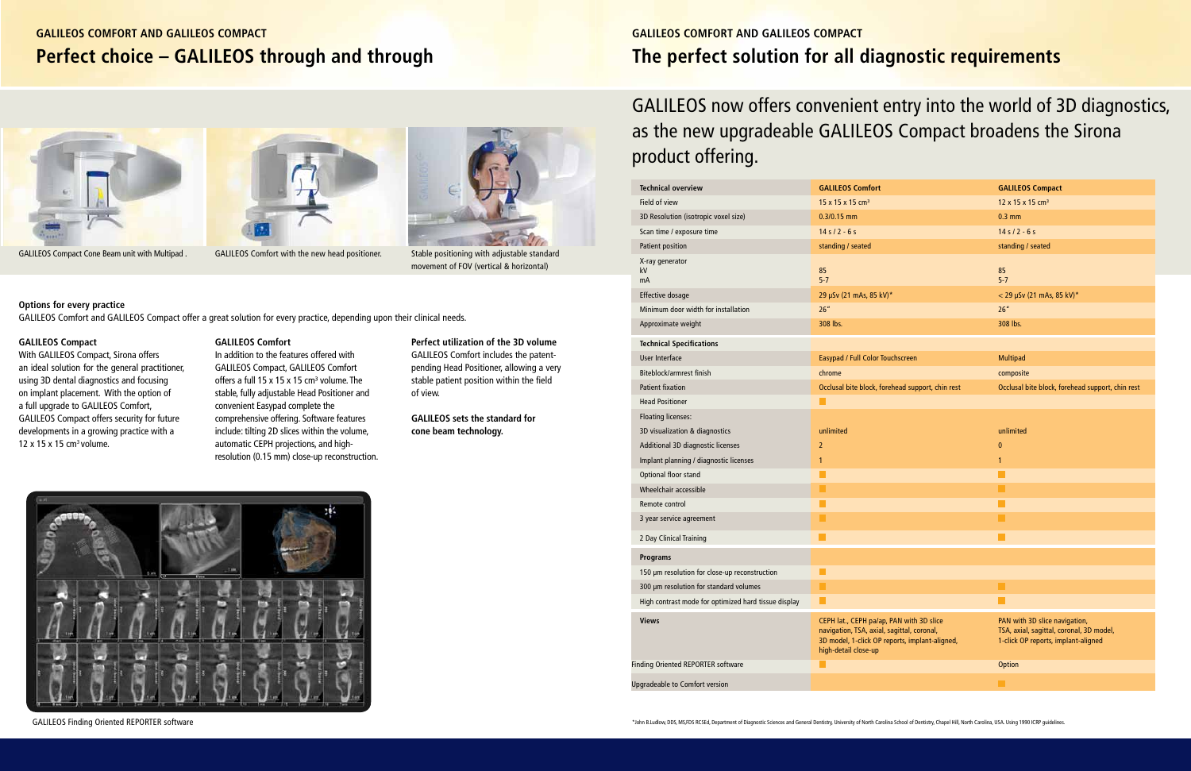GALILEOS COMFORT AND GALILEOS COMPACT

# Perfect choice – GALILEOS through and through

GALILEOS Compact Cone Beam unit with Multipad .

GALILEOS Comfort with the new head positioner.

Stable positioning with adjustable standard movement of FOV (vertical & horizontal)

**Options for every practice**

GALILEOS Comfort and GALILEOS Compact offer a great solution for every practice, depending upon their clinical needs.

**GALILEOS Compact**

With GALILEOS Compact, Sirona offers an ideal solution for the general practitioner, using 3D dental diagnostics and focusing on implant placement. With the option of a full upgrade to GALILEOS Comfort, GALILEOS Compact offers security for future developments in a growing practice with a 12 x 15 x 15 cm³ volume.

**GALILEOS Comfort**

In addition to the features offered with GALILEOS Compact, GALILEOS Comfort offers a full 15 x 15 x 15 cm³ volume. The stable, fully adjustable Head Positioner and convenient Easypad complete the comprehensive offering. Software features include: tilting 2D slices within the volume, automatic CEPH projections, and high-resolution (0.15 mm) close-up reconstruction.

**Perfect utilization of the 3D volume**

GALILEOS Comfort includes the patent-pending Head Positioner, allowing a very stable patient position within the field of view.

**GALILEOS sets the standard for cone beam technology.**

GALILEOS Finding Oriented REPORTER software

GALILEOS COMFORT AND GALILEOS COMPACT

# The perfect solution for all diagnostic requirements

GALILEOS now offers convenient entry into the world of 3D diagnostics, as the new upgradeable GALILEOS Compact broadens the Sirona product offering.

| Technical overview | GALILEOS Comfort | GALILEOS Compact |
|---|---|---|
| Field of view | 15 x 15 x 15 cm³ | 12 x 15 x 15 cm³ |
| 3D Resolution (isotropic voxel size) | 0.3/0.15 mm | 0.3 mm |
| Scan time / exposure time | 14 s / 2 - 6 s | 14 s / 2 - 6 s |
| Patient position | standing / seated | standing / seated |
| X-ray generator kV mA | 85 5-7 | 85 5-7 |
| Effective dosage | 29 µSv (21 mAs, 85 kV)* | < 29 µSv (21 mAs, 85 kV)* |
| Minimum door width for installation | 26" | 26" |
| Approximate weight | 308 lbs. | 308 lbs. |
| **Technical Specifications** | | |
| User Interface | Easypad / Full Color Touchscreen | Multipad |
| Biteblock/armrest finish | chrome | composite |
| Patient fixation | Occlusal bite block, forehead support, chin rest | Occlusal bite block, forehead support, chin rest |
| Head Positioner | ■ | |
| Floating licenses: | | |
| 3D visualization & diagnostics | unlimited | unlimited |
| Additional 3D diagnostic licenses | 2 | 0 |
| Implant planning / diagnostic licenses | 1 | 1 |
| Optional floor stand | ■ | ■ |
| Wheelchair accessible | ■ | ■ |
| Remote control | ■ | ■ |
| 3 year service agreement | ■ | ■ |
| 2 Day Clinical Training | ■ | ■ |
| **Programs** | | |
| 150 µm resolution for close-up reconstruction | ■ | |
| 300 µm resolution for standard volumes | ■ | ■ |
| High contrast mode for optimized hard tissue display | ■ | ■ |
| **Views** | CEPH lat., CEPH pa/ap, PAN with 3D slice navigation, TSA, axial, sagittal, coronal, 3D model, 1-click OP reports, implant-aligned, high-detail close-up | PAN with 3D slice navigation, TSA, axial, sagittal, coronal, 3D model, 1-click OP reports, implant-aligned |
| Finding Oriented REPORTER software | ■ | Option |
| Upgradeable to Comfort version | | ■ |

*John B.Ludlow, DDS, MS,FDS RCSEd, Department of Diagnostic Sciences and General Dentistry, University of North Carolina School of Dentistry, Chapel Hill, North Carolina, USA. Using 1990 ICRP guidelines.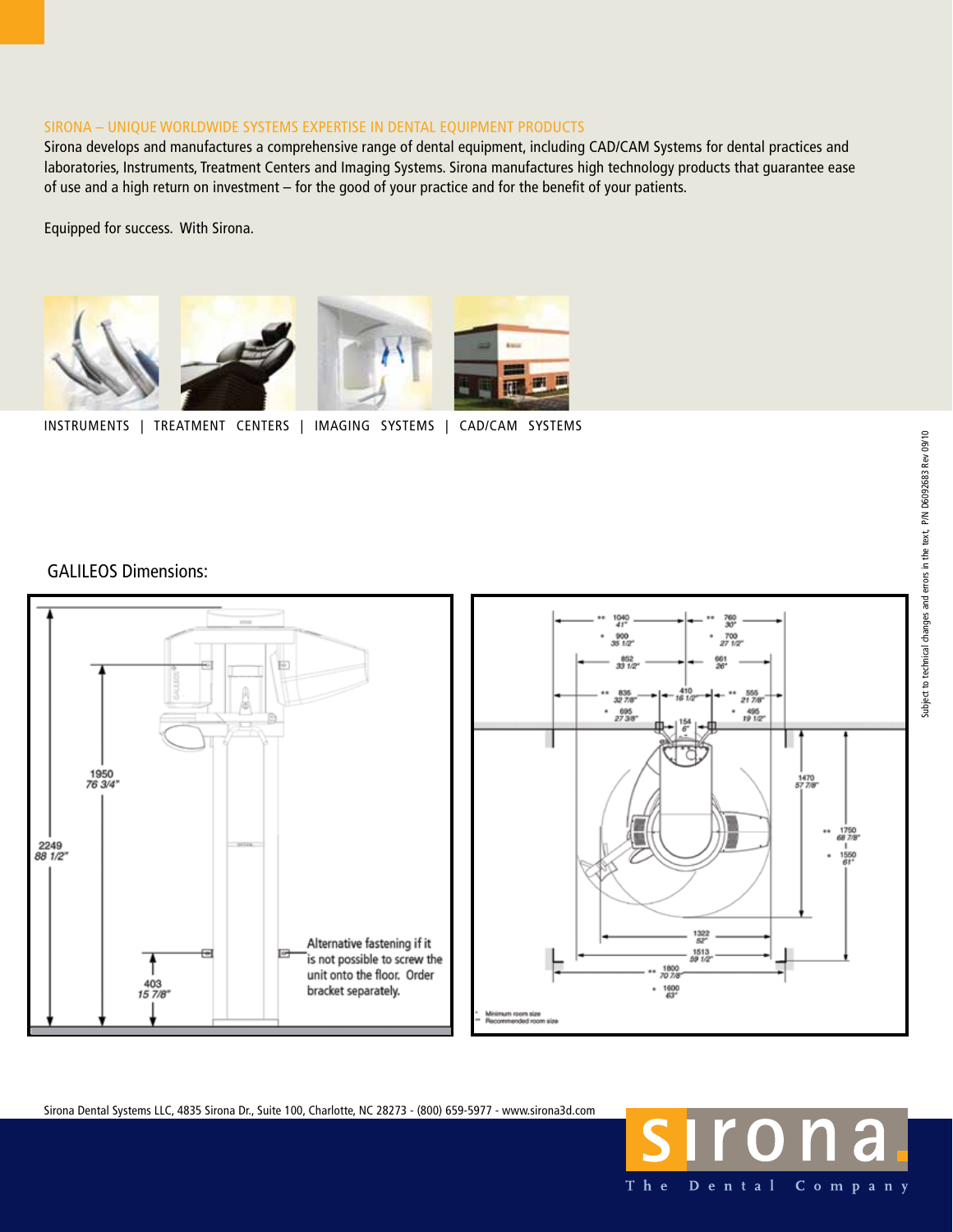## SIRONA – UNIQUE WORLDWIDE SYSTEMS EXPERTISE IN DENTAL EQUIPMENT PRODUCTS

Sirona develops and manufactures a comprehensive range of dental equipment, including CAD/CAM Systems for dental practices and laboratories, Instruments, Treatment Centers and Imaging Systems. Sirona manufactures high technology products that guarantee ease of use and a high return on investment – for the good of your practice and for the benefit of your patients.

Equipped for success. With Sirona.

INSTRUMENTS | TREATMENT CENTERS | IMAGING SYSTEMS | CAD/CAM SYSTEMS

Subject to technical changes and errors in the text, P/N D6092683 Rev 09/10

## GALILEOS Dimensions:

2249
88 1/2"

1950
76 3/4"

403
15 7/8"

Alternative fastening if it is not possible to screw the unit onto the floor. Order bracket separately.

** 1040 41"
* 900 35 1/2"
852 33 1/2"
** 760 30"
* 700 27 1/2"
661 26"
** 835 32 7/8"
* 695 27 3/8"
410 16 1/2"
** 555 21 7/8"
* 495 19 1/2"
154 6"
1470 57 7/8"
** 1750 68 7/8"
* 1550 61"
1322 52"
1513 59 1/2"
** 1800 70 7/8"
* 1600 63"

\* Minimum room size
\** Recommended room size

Sirona Dental Systems LLC, 4835 Sirona Dr., Suite 100, Charlotte, NC 28273 - (800) 659-5977 - www.sirona3d.com

sirona. The Dental Company